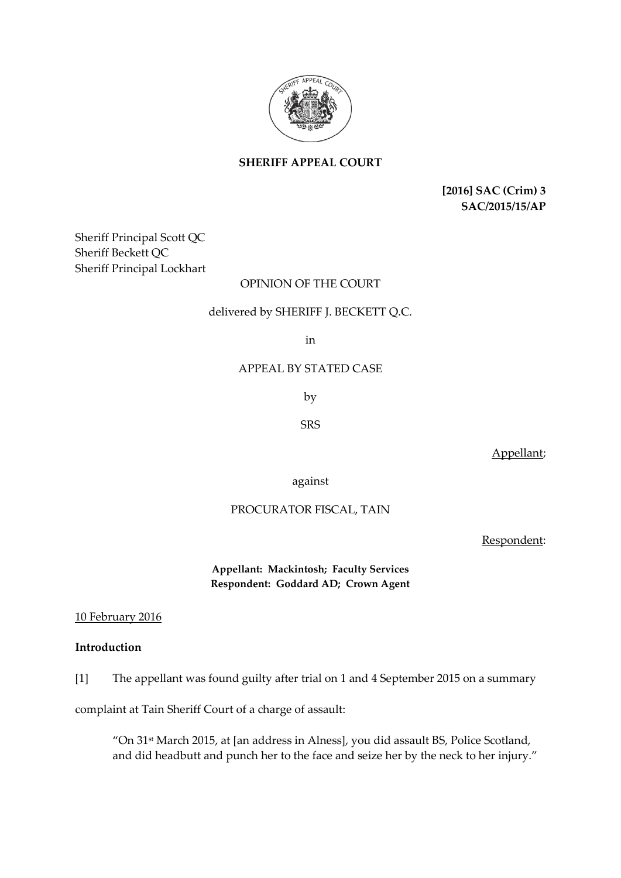**SHERIFF APPEAL COURT**

**[2016] SAC (Crim) 3**
**SAC/2015/15/AP**

Sheriff Principal Scott QC
Sheriff Beckett QC
Sheriff Principal Lockhart

OPINION OF THE COURT

delivered by SHERIFF J. BECKETT Q.C.

in

APPEAL BY STATED CASE

by

SRS

Appellant;

against

PROCURATOR FISCAL, TAIN

Respondent:

**Appellant: Mackintosh; Faculty Services**
**Respondent: Goddard AD; Crown Agent**

10 February 2016

**Introduction**

[1] The appellant was found guilty after trial on 1 and 4 September 2015 on a summary complaint at Tain Sheriff Court of a charge of assault:

> "On 31st March 2015, at [an address in Alness], you did assault BS, Police Scotland, and did headbutt and punch her to the face and seize her by the neck to her injury."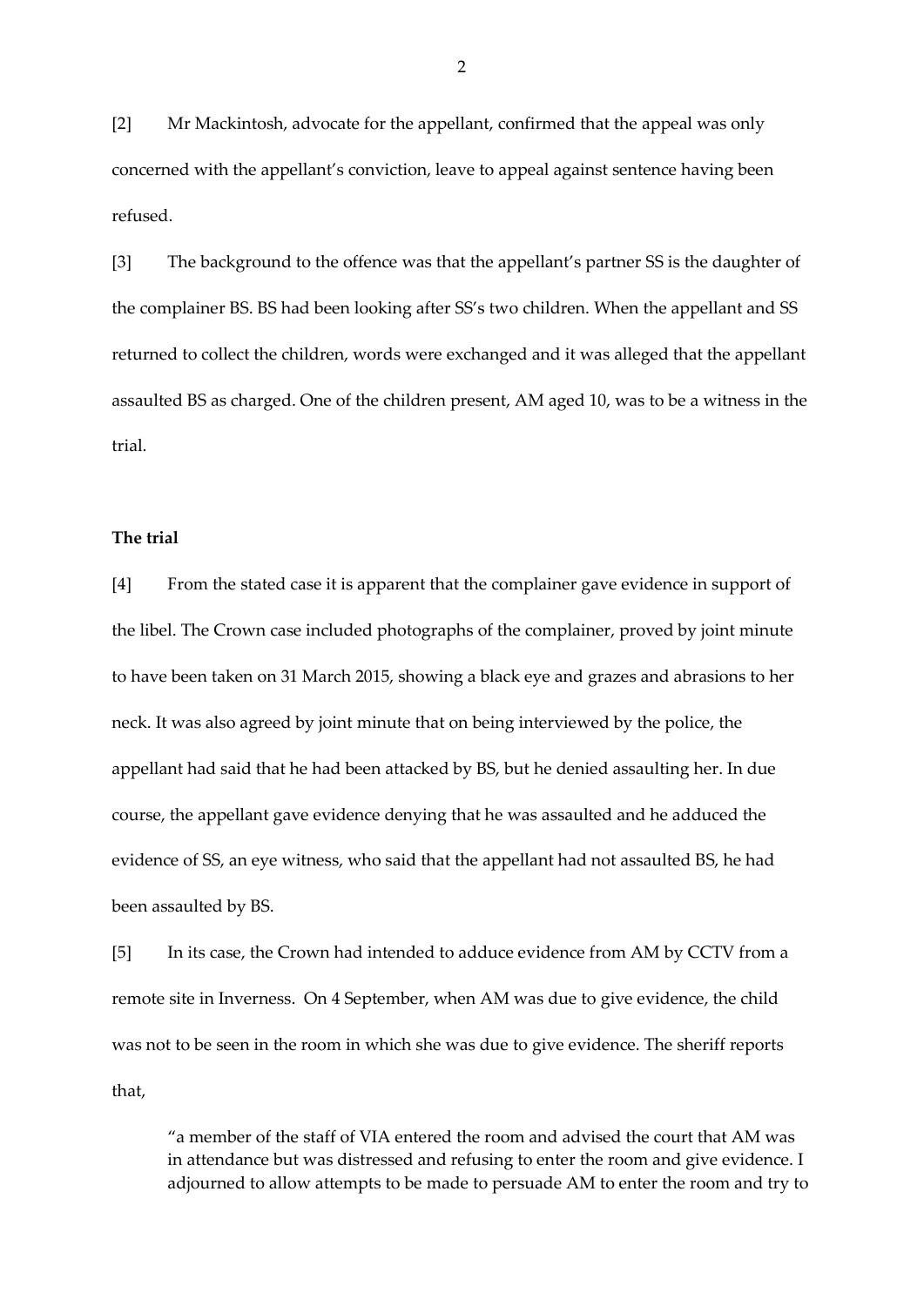[2] Mr Mackintosh, advocate for the appellant, confirmed that the appeal was only concerned with the appellant's conviction, leave to appeal against sentence having been refused.

[3] The background to the offence was that the appellant's partner SS is the daughter of the complainer BS. BS had been looking after SS's two children. When the appellant and SS returned to collect the children, words were exchanged and it was alleged that the appellant assaulted BS as charged. One of the children present, AM aged 10, was to be a witness in the trial.

**The trial**

[4] From the stated case it is apparent that the complainer gave evidence in support of the libel. The Crown case included photographs of the complainer, proved by joint minute to have been taken on 31 March 2015, showing a black eye and grazes and abrasions to her neck. It was also agreed by joint minute that on being interviewed by the police, the appellant had said that he had been attacked by BS, but he denied assaulting her. In due course, the appellant gave evidence denying that he was assaulted and he adduced the evidence of SS, an eye witness, who said that the appellant had not assaulted BS, he had been assaulted by BS.

[5] In its case, the Crown had intended to adduce evidence from AM by CCTV from a remote site in Inverness. On 4 September, when AM was due to give evidence, the child was not to be seen in the room in which she was due to give evidence. The sheriff reports that,

> "a member of the staff of VIA entered the room and advised the court that AM was in attendance but was distressed and refusing to enter the room and give evidence. I adjourned to allow attempts to be made to persuade AM to enter the room and try to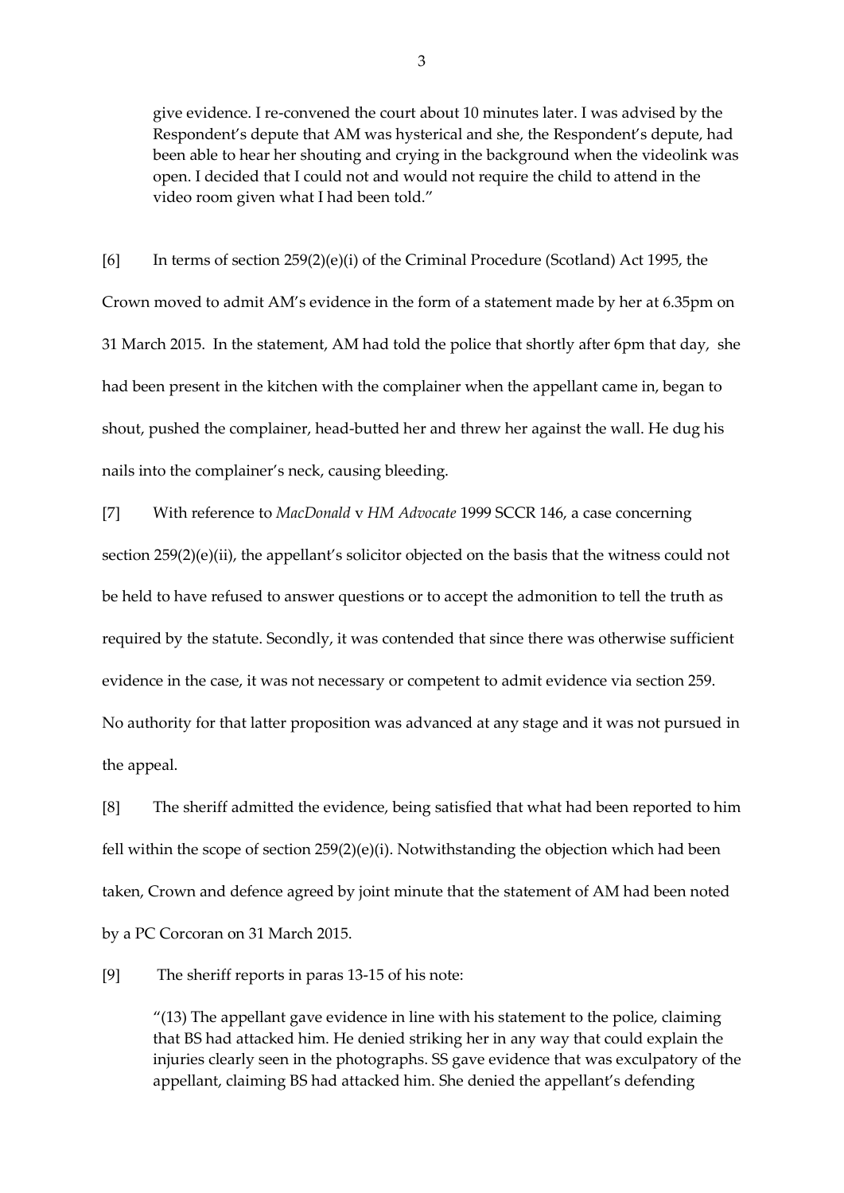give evidence. I re-convened the court about 10 minutes later. I was advised by the Respondent's depute that AM was hysterical and she, the Respondent's depute, had been able to hear her shouting and crying in the background when the videolink was open. I decided that I could not and would not require the child to attend in the video room given what I had been told."

[6] In terms of section 259(2)(e)(i) of the Criminal Procedure (Scotland) Act 1995, the Crown moved to admit AM's evidence in the form of a statement made by her at 6.35pm on 31 March 2015. In the statement, AM had told the police that shortly after 6pm that day, she had been present in the kitchen with the complainer when the appellant came in, began to shout, pushed the complainer, head-butted her and threw her against the wall. He dug his nails into the complainer's neck, causing bleeding.

[7] With reference to *MacDonald* v *HM Advocate* 1999 SCCR 146, a case concerning section 259(2)(e)(ii), the appellant's solicitor objected on the basis that the witness could not be held to have refused to answer questions or to accept the admonition to tell the truth as required by the statute. Secondly, it was contended that since there was otherwise sufficient evidence in the case, it was not necessary or competent to admit evidence via section 259. No authority for that latter proposition was advanced at any stage and it was not pursued in the appeal.

[8] The sheriff admitted the evidence, being satisfied that what had been reported to him fell within the scope of section 259(2)(e)(i). Notwithstanding the objection which had been taken, Crown and defence agreed by joint minute that the statement of AM had been noted by a PC Corcoran on 31 March 2015.

[9] The sheriff reports in paras 13-15 of his note:

> "(13) The appellant gave evidence in line with his statement to the police, claiming that BS had attacked him. He denied striking her in any way that could explain the injuries clearly seen in the photographs. SS gave evidence that was exculpatory of the appellant, claiming BS had attacked him. She denied the appellant's defending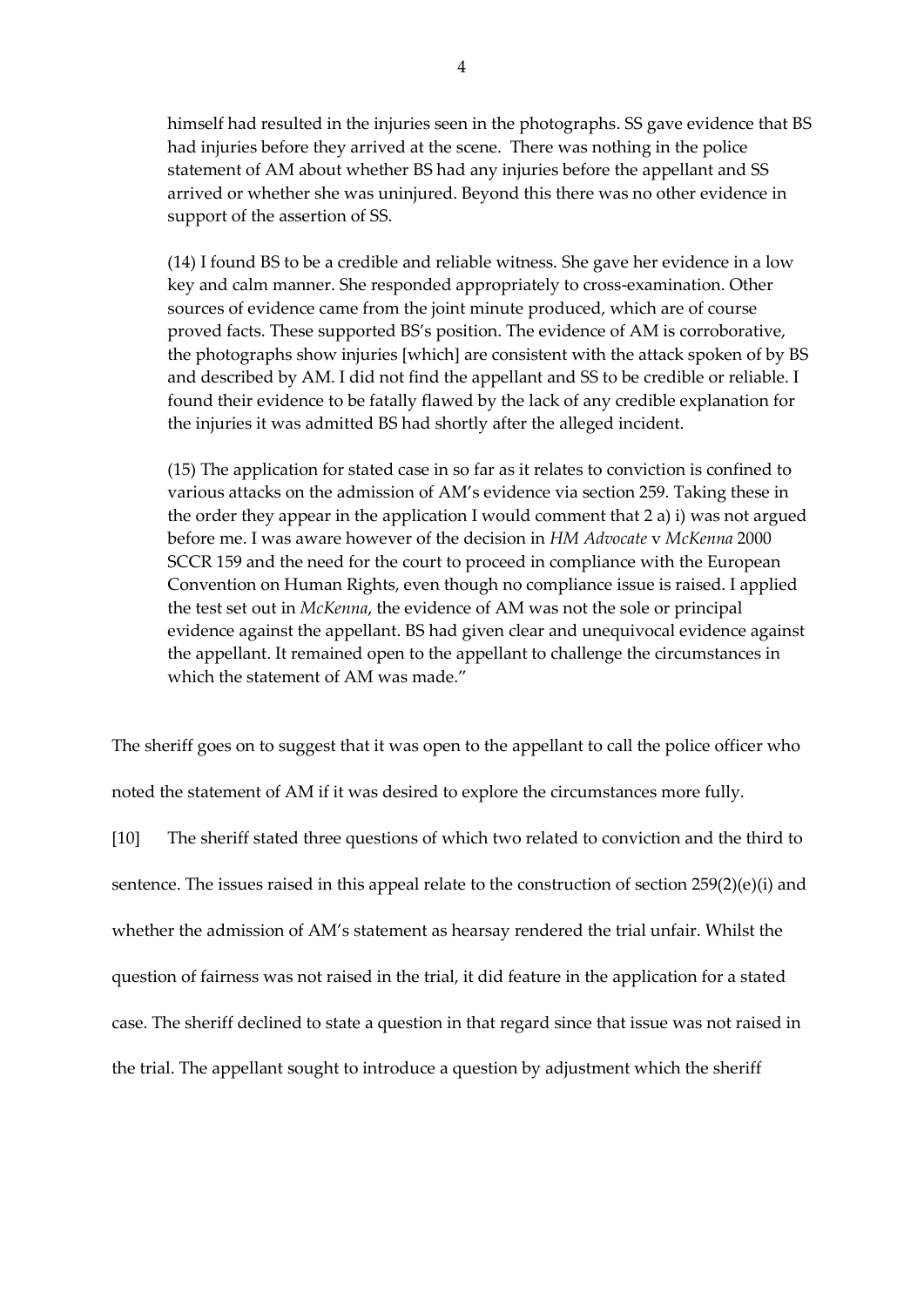himself had resulted in the injuries seen in the photographs. SS gave evidence that BS had injuries before they arrived at the scene. There was nothing in the police statement of AM about whether BS had any injuries before the appellant and SS arrived or whether she was uninjured. Beyond this there was no other evidence in support of the assertion of SS.

(14) I found BS to be a credible and reliable witness. She gave her evidence in a low key and calm manner. She responded appropriately to cross-examination. Other sources of evidence came from the joint minute produced, which are of course proved facts. These supported BS's position. The evidence of AM is corroborative, the photographs show injuries [which] are consistent with the attack spoken of by BS and described by AM. I did not find the appellant and SS to be credible or reliable. I found their evidence to be fatally flawed by the lack of any credible explanation for the injuries it was admitted BS had shortly after the alleged incident.

(15) The application for stated case in so far as it relates to conviction is confined to various attacks on the admission of AM's evidence via section 259. Taking these in the order they appear in the application I would comment that 2 a) i) was not argued before me. I was aware however of the decision in *HM Advocate* v *McKenna* 2000 SCCR 159 and the need for the court to proceed in compliance with the European Convention on Human Rights, even though no compliance issue is raised. I applied the test set out in *McKenna*, the evidence of AM was not the sole or principal evidence against the appellant. BS had given clear and unequivocal evidence against the appellant. It remained open to the appellant to challenge the circumstances in which the statement of AM was made."

The sheriff goes on to suggest that it was open to the appellant to call the police officer who noted the statement of AM if it was desired to explore the circumstances more fully.

[10] The sheriff stated three questions of which two related to conviction and the third to sentence. The issues raised in this appeal relate to the construction of section 259(2)(e)(i) and whether the admission of AM's statement as hearsay rendered the trial unfair. Whilst the question of fairness was not raised in the trial, it did feature in the application for a stated case. The sheriff declined to state a question in that regard since that issue was not raised in the trial. The appellant sought to introduce a question by adjustment which the sheriff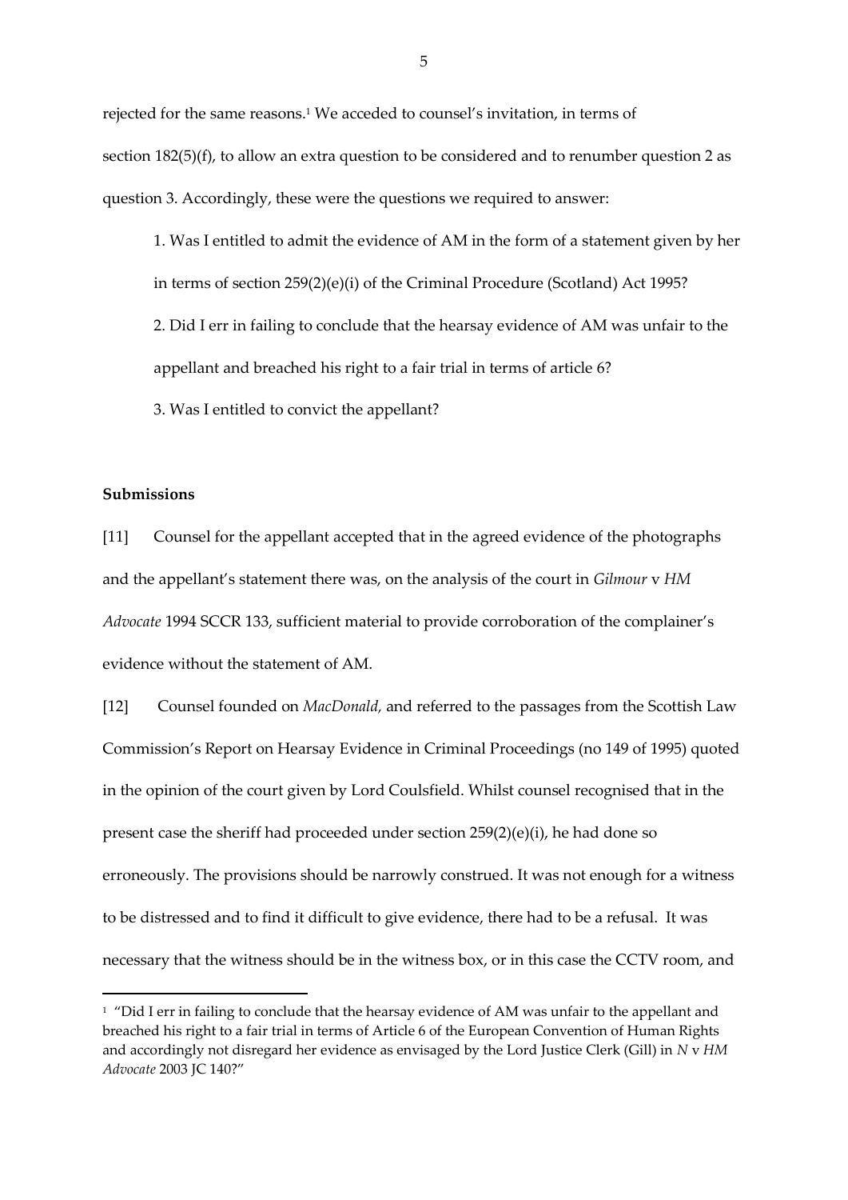rejected for the same reasons.[1] We acceded to counsel's invitation, in terms of section 182(5)(f), to allow an extra question to be considered and to renumber question 2 as question 3. Accordingly, these were the questions we required to answer:

> 1. Was I entitled to admit the evidence of AM in the form of a statement given by her in terms of section 259(2)(e)(i) of the Criminal Procedure (Scotland) Act 1995?
>
> 2. Did I err in failing to conclude that the hearsay evidence of AM was unfair to the appellant and breached his right to a fair trial in terms of article 6?
>
> 3. Was I entitled to convict the appellant?

**Submissions**

[11] Counsel for the appellant accepted that in the agreed evidence of the photographs and the appellant's statement there was, on the analysis of the court in *Gilmour* v *HM Advocate* 1994 SCCR 133, sufficient material to provide corroboration of the complainer's evidence without the statement of AM.

[12] Counsel founded on *MacDonald,* and referred to the passages from the Scottish Law Commission's Report on Hearsay Evidence in Criminal Proceedings (no 149 of 1995) quoted in the opinion of the court given by Lord Coulsfield. Whilst counsel recognised that in the present case the sheriff had proceeded under section 259(2)(e)(i), he had done so erroneously. The provisions should be narrowly construed. It was not enough for a witness to be distressed and to find it difficult to give evidence, there had to be a refusal. It was necessary that the witness should be in the witness box, or in this case the CCTV room, and

---

[1] "Did I err in failing to conclude that the hearsay evidence of AM was unfair to the appellant and breached his right to a fair trial in terms of Article 6 of the European Convention of Human Rights and accordingly not disregard her evidence as envisaged by the Lord Justice Clerk (Gill) in *N* v *HM Advocate* 2003 JC 140?"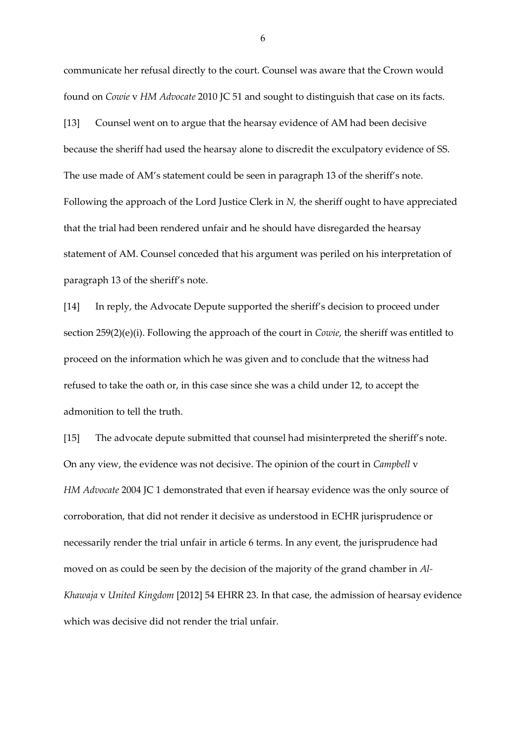communicate her refusal directly to the court. Counsel was aware that the Crown would found on *Cowie* v *HM Advocate* 2010 JC 51 and sought to distinguish that case on its facts.

[13] Counsel went on to argue that the hearsay evidence of AM had been decisive because the sheriff had used the hearsay alone to discredit the exculpatory evidence of SS. The use made of AM's statement could be seen in paragraph 13 of the sheriff's note. Following the approach of the Lord Justice Clerk in *N,* the sheriff ought to have appreciated that the trial had been rendered unfair and he should have disregarded the hearsay statement of AM. Counsel conceded that his argument was periled on his interpretation of paragraph 13 of the sheriff's note.

[14] In reply, the Advocate Depute supported the sheriff's decision to proceed under section 259(2)(e)(i). Following the approach of the court in *Cowie*, the sheriff was entitled to proceed on the information which he was given and to conclude that the witness had refused to take the oath or, in this case since she was a child under 12, to accept the admonition to tell the truth.

[15] The advocate depute submitted that counsel had misinterpreted the sheriff's note. On any view, the evidence was not decisive. The opinion of the court in *Campbell* v *HM Advocate* 2004 JC 1 demonstrated that even if hearsay evidence was the only source of corroboration, that did not render it decisive as understood in ECHR jurisprudence or necessarily render the trial unfair in article 6 terms. In any event, the jurisprudence had moved on as could be seen by the decision of the majority of the grand chamber in *Al-Khawaja* v *United Kingdom* [2012] 54 EHRR 23. In that case, the admission of hearsay evidence which was decisive did not render the trial unfair.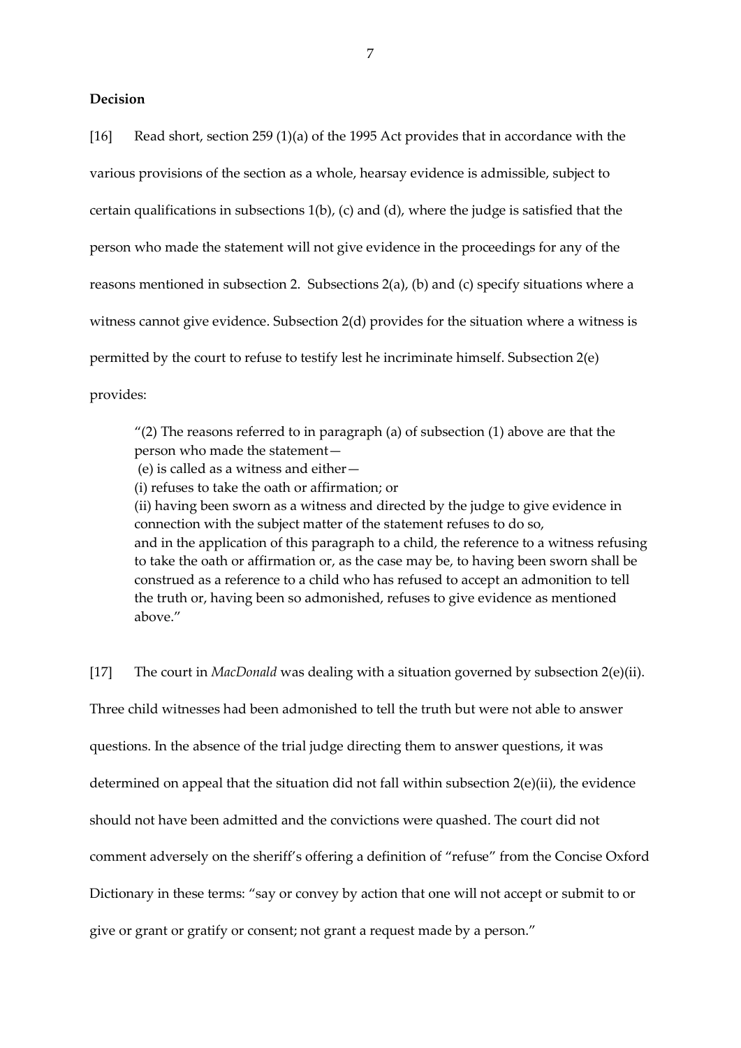**Decision**

[16] Read short, section 259 (1)(a) of the 1995 Act provides that in accordance with the various provisions of the section as a whole, hearsay evidence is admissible, subject to certain qualifications in subsections 1(b), (c) and (d), where the judge is satisfied that the person who made the statement will not give evidence in the proceedings for any of the reasons mentioned in subsection 2. Subsections 2(a), (b) and (c) specify situations where a witness cannot give evidence. Subsection 2(d) provides for the situation where a witness is permitted by the court to refuse to testify lest he incriminate himself. Subsection 2(e) provides:

> "(2) The reasons referred to in paragraph (a) of subsection (1) above are that the person who made the statement—
> (e) is called as a witness and either—
> (i) refuses to take the oath or affirmation; or
> (ii) having been sworn as a witness and directed by the judge to give evidence in connection with the subject matter of the statement refuses to do so,
> and in the application of this paragraph to a child, the reference to a witness refusing to take the oath or affirmation or, as the case may be, to having been sworn shall be construed as a reference to a child who has refused to accept an admonition to tell the truth or, having been so admonished, refuses to give evidence as mentioned above."

[17] The court in *MacDonald* was dealing with a situation governed by subsection 2(e)(ii). Three child witnesses had been admonished to tell the truth but were not able to answer questions. In the absence of the trial judge directing them to answer questions, it was determined on appeal that the situation did not fall within subsection 2(e)(ii), the evidence should not have been admitted and the convictions were quashed. The court did not comment adversely on the sheriff's offering a definition of "refuse" from the Concise Oxford Dictionary in these terms: "say or convey by action that one will not accept or submit to or give or grant or gratify or consent; not grant a request made by a person."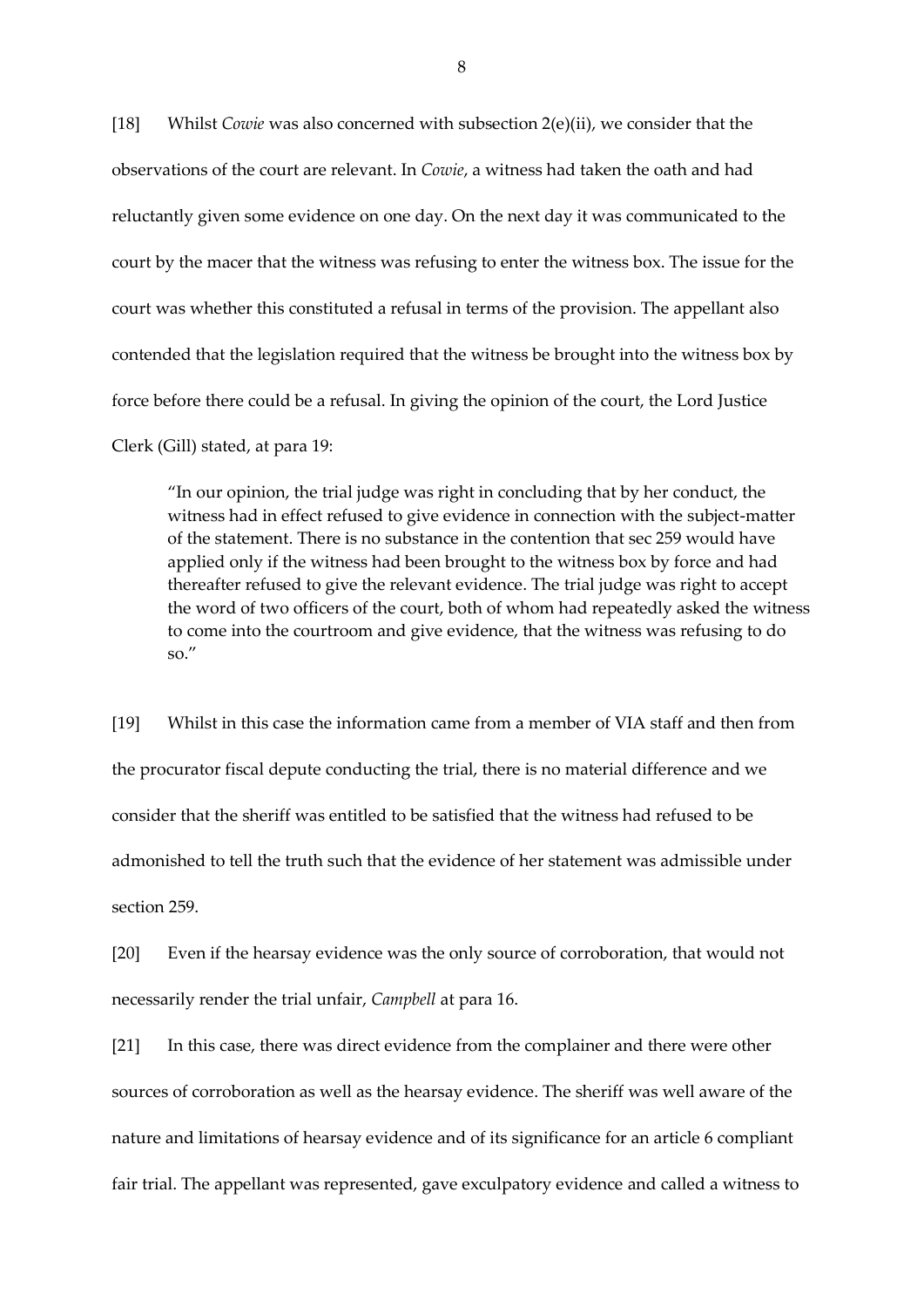[18] Whilst *Cowie* was also concerned with subsection 2(e)(ii), we consider that the observations of the court are relevant. In *Cowie*, a witness had taken the oath and had reluctantly given some evidence on one day. On the next day it was communicated to the court by the macer that the witness was refusing to enter the witness box. The issue for the court was whether this constituted a refusal in terms of the provision. The appellant also contended that the legislation required that the witness be brought into the witness box by force before there could be a refusal. In giving the opinion of the court, the Lord Justice Clerk (Gill) stated, at para 19:

> "In our opinion, the trial judge was right in concluding that by her conduct, the witness had in effect refused to give evidence in connection with the subject-matter of the statement. There is no substance in the contention that sec 259 would have applied only if the witness had been brought to the witness box by force and had thereafter refused to give the relevant evidence. The trial judge was right to accept the word of two officers of the court, both of whom had repeatedly asked the witness to come into the courtroom and give evidence, that the witness was refusing to do so."

[19] Whilst in this case the information came from a member of VIA staff and then from the procurator fiscal depute conducting the trial, there is no material difference and we consider that the sheriff was entitled to be satisfied that the witness had refused to be admonished to tell the truth such that the evidence of her statement was admissible under section 259.

[20] Even if the hearsay evidence was the only source of corroboration, that would not necessarily render the trial unfair, *Campbell* at para 16.

[21] In this case, there was direct evidence from the complainer and there were other sources of corroboration as well as the hearsay evidence. The sheriff was well aware of the nature and limitations of hearsay evidence and of its significance for an article 6 compliant fair trial. The appellant was represented, gave exculpatory evidence and called a witness to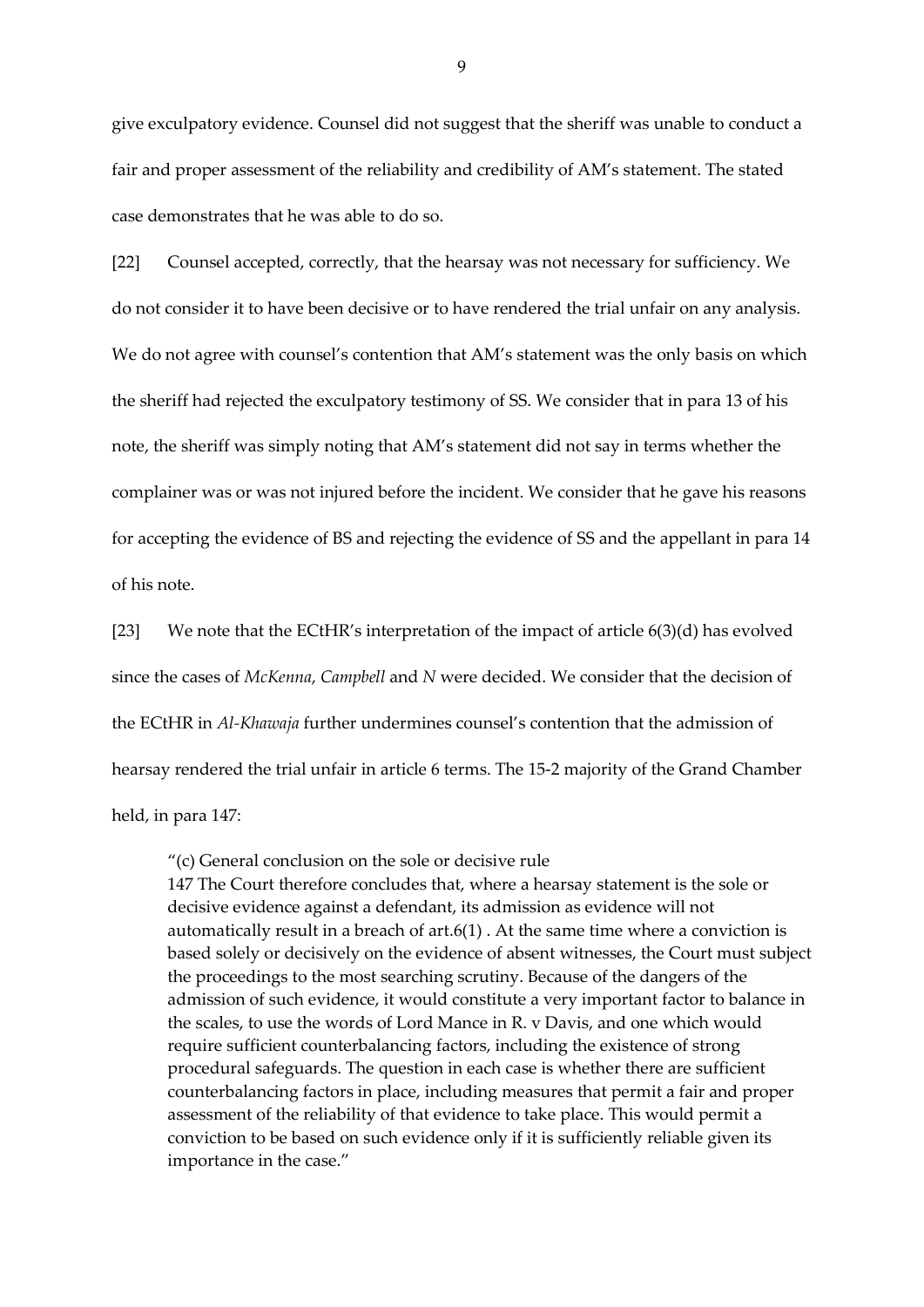give exculpatory evidence. Counsel did not suggest that the sheriff was unable to conduct a fair and proper assessment of the reliability and credibility of AM's statement. The stated case demonstrates that he was able to do so.

[22] Counsel accepted, correctly, that the hearsay was not necessary for sufficiency. We do not consider it to have been decisive or to have rendered the trial unfair on any analysis. We do not agree with counsel's contention that AM's statement was the only basis on which the sheriff had rejected the exculpatory testimony of SS. We consider that in para 13 of his note, the sheriff was simply noting that AM's statement did not say in terms whether the complainer was or was not injured before the incident. We consider that he gave his reasons for accepting the evidence of BS and rejecting the evidence of SS and the appellant in para 14 of his note.

[23] We note that the ECtHR's interpretation of the impact of article 6(3)(d) has evolved since the cases of *McKenna*, *Campbell* and *N* were decided. We consider that the decision of the ECtHR in *Al-Khawaja* further undermines counsel's contention that the admission of hearsay rendered the trial unfair in article 6 terms. The 15-2 majority of the Grand Chamber held, in para 147:

> "(c) General conclusion on the sole or decisive rule
> 147 The Court therefore concludes that, where a hearsay statement is the sole or decisive evidence against a defendant, its admission as evidence will not automatically result in a breach of art.6(1) . At the same time where a conviction is based solely or decisively on the evidence of absent witnesses, the Court must subject the proceedings to the most searching scrutiny. Because of the dangers of the admission of such evidence, it would constitute a very important factor to balance in the scales, to use the words of Lord Mance in R. v Davis, and one which would require sufficient counterbalancing factors, including the existence of strong procedural safeguards. The question in each case is whether there are sufficient counterbalancing factors in place, including measures that permit a fair and proper assessment of the reliability of that evidence to take place. This would permit a conviction to be based on such evidence only if it is sufficiently reliable given its importance in the case."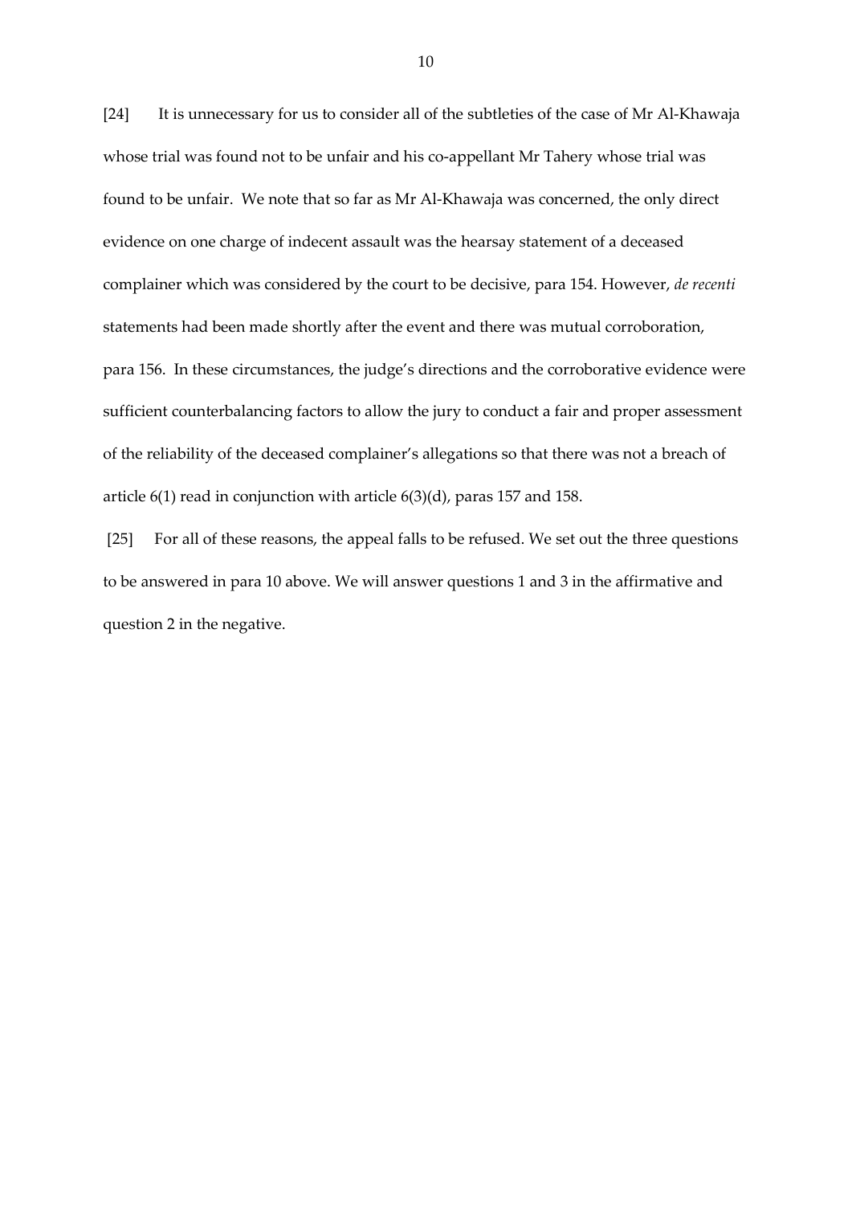[24] It is unnecessary for us to consider all of the subtleties of the case of Mr Al-Khawaja whose trial was found not to be unfair and his co-appellant Mr Tahery whose trial was found to be unfair. We note that so far as Mr Al-Khawaja was concerned, the only direct evidence on one charge of indecent assault was the hearsay statement of a deceased complainer which was considered by the court to be decisive, para 154. However, *de recenti* statements had been made shortly after the event and there was mutual corroboration, para 156. In these circumstances, the judge's directions and the corroborative evidence were sufficient counterbalancing factors to allow the jury to conduct a fair and proper assessment of the reliability of the deceased complainer's allegations so that there was not a breach of article 6(1) read in conjunction with article 6(3)(d), paras 157 and 158.

[25] For all of these reasons, the appeal falls to be refused. We set out the three questions to be answered in para 10 above. We will answer questions 1 and 3 in the affirmative and question 2 in the negative.